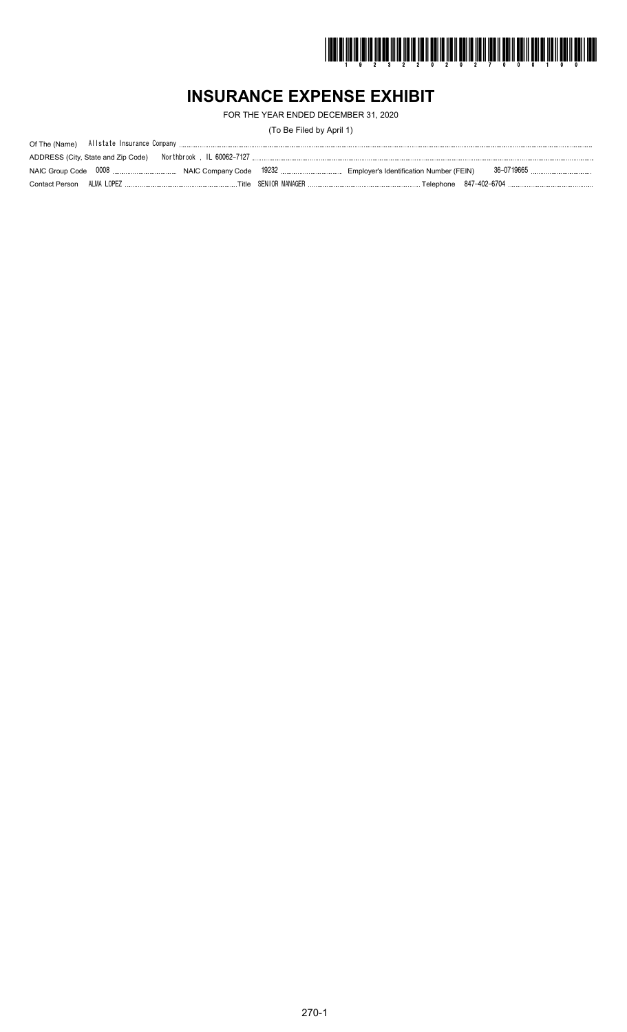# INSURANCE EXPENSE EXHIBIT

FOR THE YEAR ENDED DECEMBER 31, 2020

(To Be Filed by April 1)

Of The (Name) Allstate Insurance Company

ADDRESS (City, State and Zip Code) Northbrook , IL 60062-7127

NAIC Group Code 0008 NAIC Company Code 19232 Employer's Identification Number (FEIN) 36-0719665

Contact Person ALMA LOPEZ Title SENIOR MANAGER Telephone 847-402-6704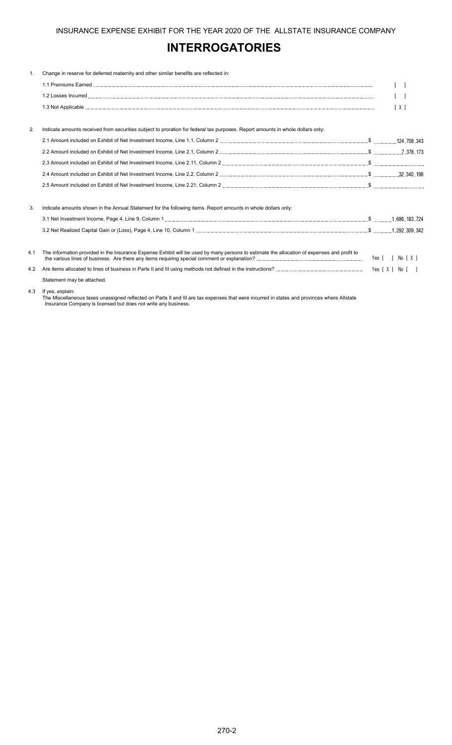INSURANCE EXPENSE EXHIBIT FOR THE YEAR 2020 OF THE ALLSTATE INSURANCE COMPANY

# INTERROGATORIES

1. Change in reserve for deferred maturity and other similar benefits are reflected in:

| | |
|---|---|
| 1.1 Premiums Earned | [ ] |
| 1.2 Losses Incurred | [ ] |
| 1.3 Not Applicable | [ X ] |

2. Indicate amounts received from securities subject to proration for federal tax purposes. Report amounts in whole dollars only:

| | |
|---|---|
| 2.1 Amount included on Exhibit of Net Investment Income, Line 1.1, Column 2 | $ 124,708,343 |
| 2.2 Amount included on Exhibit of Net Investment Income, Line 2.1, Column 2 | $ 7,378,173 |
| 2.3 Amount included on Exhibit of Net Investment Income, Line 2.11, Column 2 | $ |
| 2.4 Amount included on Exhibit of Net Investment Income, Line 2.2, Column 2 | $ 32,340,198 |
| 2.5 Amount included on Exhibit of Net Investment Income, Line 2.21, Column 2 | $ |

3. Indicate amounts shown in the Annual Statement for the following items. Report amounts in whole dollars only:

| | |
|---|---|
| 3.1 Net Investment Income, Page 4, Line 9, Column 1 | $ 1,686,183,724 |
| 3.2 Net Realized Capital Gain or (Loss), Page 4, Line 10, Column 1 | $ 1,292,309,342 |

4.1 The information provided in the Insurance Expense Exhibit will be used by many persons to estimate the allocation of expenses and profit to the various lines of business. Are there any items requiring special comment or explanation? Yes [ ] No [ X ]

4.2 Are items allocated to lines of business in Parts II and III using methods not defined in the instructions? Yes [ X ] No [ ]

Statement may be attached.

4.3 If yes, explain:
The Miscellaneous taxes unassigned reflected on Parts II and III are tax expenses that were incurred in states and provinces where Allstate Insurance Company is licensed but does not write any business.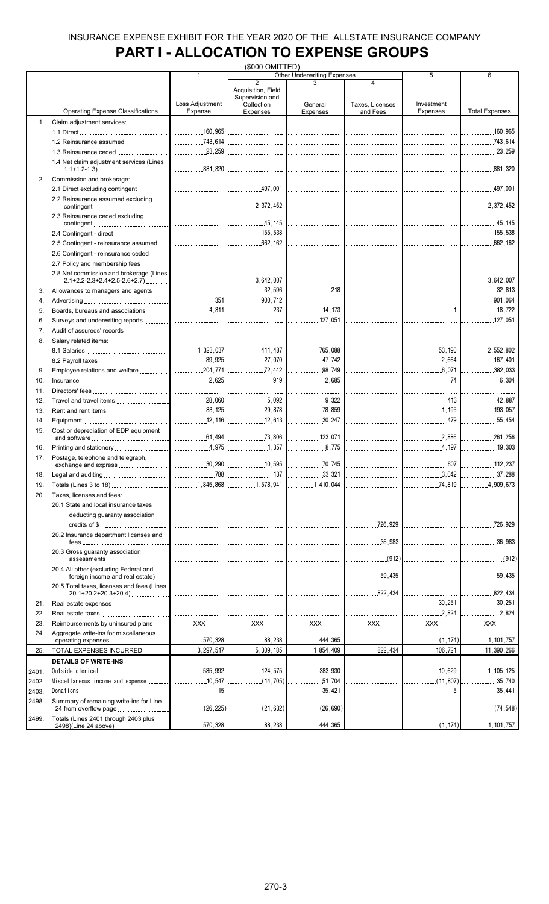INSURANCE EXPENSE EXHIBIT FOR THE YEAR 2020 OF THE ALLSTATE INSURANCE COMPANY

# PART I - ALLOCATION TO EXPENSE GROUPS

($000 OMITTED)

| | Operating Expense Classifications | 1<br>Loss Adjustment Expense | Other Underwriting Expenses<br>2<br>Acquisition, Field Supervision and Collection Expenses | 3<br>General Expenses | 4<br>Taxes, Licenses and Fees | 5<br>Investment Expenses | 6<br>Total Expenses |
|---|---|---|---|---|---|---|---|
| 1. | Claim adjustment services: | | | | | | |
| | 1.1 Direct | 160,965 | | | | | 160,965 |
| | 1.2 Reinsurance assumed | 743,614 | | | | | 743,614 |
| | 1.3 Reinsurance ceded | 23,259 | | | | | 23,259 |
| | 1.4 Net claim adjustment services (Lines 1.1+1.2-1.3) | 881,320 | | | | | 881,320 |
| 2. | Commission and brokerage: | | | | | | |
| | 2.1 Direct excluding contingent | | 497,001 | | | | 497,001 |
| | 2.2 Reinsurance assumed excluding contingent | | 2,372,452 | | | | 2,372,452 |
| | 2.3 Reinsurance ceded excluding contingent | | 45,145 | | | | 45,145 |
| | 2.4 Contingent - direct | | 155,538 | | | | 155,538 |
| | 2.5 Contingent - reinsurance assumed | | 662,162 | | | | 662,162 |
| | 2.6 Contingent - reinsurance ceded | | | | | | |
| | 2.7 Policy and membership fees | | | | | | |
| | 2.8 Net commission and brokerage (Lines 2.1+2.2-2.3+2.4+2.5-2.6+2.7) | | 3,642,007 | | | | 3,642,007 |
| 3. | Allowances to managers and agents | | 32,596 | 218 | | | 32,813 |
| 4. | Advertising | 351 | 900,712 | | | | 901,064 |
| 5. | Boards, bureaus and associations | 4,311 | 237 | 14,173 | | 1 | 18,722 |
| 6. | Surveys and underwriting reports | | | 127,051 | | | 127,051 |
| 7. | Audit of assureds' records | | | | | | |
| 8. | Salary related items: | | | | | | |
| | 8.1 Salaries | 1,323,037 | 411,487 | 765,088 | | 53,190 | 2,552,802 |
| | 8.2 Payroll taxes | 89,925 | 27,070 | 47,742 | | 2,664 | 167,401 |
| 9. | Employee relations and welfare | 204,771 | 72,442 | 98,749 | | 6,071 | 382,033 |
| 10. | Insurance | 2,625 | 919 | 2,685 | | 74 | 6,304 |
| 11. | Directors' fees | | | | | | |
| 12. | Travel and travel items | 28,060 | 5,092 | 9,322 | | 413 | 42,887 |
| 13. | Rent and rent items | 83,125 | 29,878 | 78,859 | | 1,195 | 193,057 |
| 14. | Equipment | 12,116 | 12,613 | 30,247 | | 479 | 55,454 |
| 15. | Cost or depreciation of EDP equipment and software | 61,494 | 73,806 | 123,071 | | 2,886 | 261,256 |
| 16. | Printing and stationery | 4,975 | 1,357 | 8,775 | | 4,197 | 19,303 |
| 17. | Postage, telephone and telegraph, exchange and express | 30,290 | 10,595 | 70,745 | | 607 | 112,237 |
| 18. | Legal and auditing | 788 | 137 | 33,321 | | 3,042 | 37,288 |
| 19. | Totals (Lines 3 to 18) | 1,845,868 | 1,578,941 | 1,410,044 | | 74,819 | 4,909,673 |
| 20. | Taxes, licenses and fees: | | | | | | |
| | 20.1 State and local insurance taxes deducting guaranty association credits of $ | | | | 726,929 | | 726,929 |
| | 20.2 Insurance department licenses and fees | | | | 36,983 | | 36,983 |
| | 20.3 Gross guaranty association assessments | | | | (912) | | (912) |
| | 20.4 All other (excluding Federal and foreign income and real estate) | | | | 59,435 | | 59,435 |
| | 20.5 Total taxes, licenses and fees (Lines 20.1+20.2+20.3+20.4) | | | | 822,434 | | 822,434 |
| 21. | Real estate expenses | | | | | 30,251 | 30,251 |
| 22. | Real estate taxes | | | | | 2,824 | 2,824 |
| 23. | Reimbursements by uninsured plans | XXX | XXX | XXX | XXX | XXX | XXX |
| 24. | Aggregate write-ins for miscellaneous operating expenses | 570,328 | 88,238 | 444,365 | | (1,174) | 1,101,757 |
| 25. | TOTAL EXPENSES INCURRED | 3,297,517 | 5,309,185 | 1,854,409 | 822,434 | 106,721 | 11,390,266 |
| | **DETAILS OF WRITE-INS** | | | | | | |
| 2401. | Outside clerical | 585,992 | 124,575 | 383,930 | | 10,629 | 1,105,125 |
| 2402. | Miscellaneous income and expense | 10,547 | (14,705) | 51,704 | | (11,807) | 35,740 |
| 2403. | Donations | 15 | | 35,421 | | 5 | 35,441 |
| 2498. | Summary of remaining write-ins for Line 24 from overflow page | (26,225) | (21,632) | (26,690) | | | (74,548) |
| 2499. | Totals (Lines 2401 through 2403 plus 2498)(Line 24 above) | 570,328 | 88,238 | 444,365 | | (1,174) | 1,101,757 |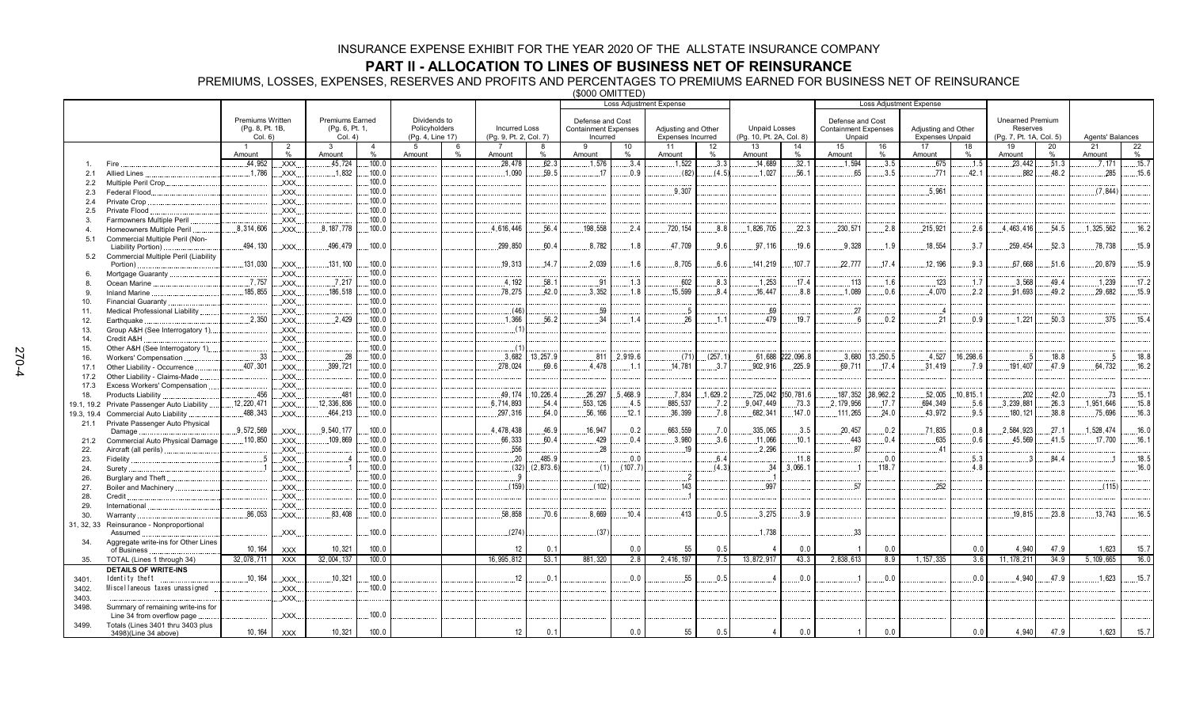# INSURANCE EXPENSE EXHIBIT FOR THE YEAR 2020 OF THE ALLSTATE INSURANCE COMPANY

## PART II - ALLOCATION TO LINES OF BUSINESS NET OF REINSURANCE

PREMIUMS, LOSSES, EXPENSES, RESERVES AND PROFITS AND PERCENTAGES TO PREMIUMS EARNED FOR BUSINESS NET OF REINSURANCE

($000 OMITTED)

| | | Premiums Written (Pg. 8, Pt. 1B, Col. 6) | | Premiums Earned (Pg. 6, Pt. 1, Col. 4) | | Dividends to Policyholders (Pg. 4, Line 17) | | Incurred Loss (Pg. 9, Pt. 2, Col. 7) | | Loss Adjustment Expense: Defense and Cost Containment Expenses Incurred | | Loss Adjustment Expense: Adjusting and Other Expenses Incurred | | Unpaid Losses (Pg. 10, Pt. 2A, Col. 8) | | Loss Adjustment Expense: Defense and Cost Containment Expenses Unpaid | | Loss Adjustment Expense: Adjusting and Other Expenses Unpaid | | Unearned Premium Reserves (Pg. 7, Pt. 1A, Col. 5) | | Agents' Balances | |
|---|---|---|---|---|---|---|---|---|---|---|---|---|---|---|---|---|---|---|---|---|---|---|---|
| | | 1 Amount | 2 % | 3 Amount | 4 % | 5 Amount | 6 % | 7 Amount | 8 % | 9 Amount | 10 % | 11 Amount | 12 % | 13 Amount | 14 % | 15 Amount | 16 % | 17 Amount | 18 % | 19 Amount | 20 % | 21 Amount | 22 % |
| 1. | Fire | 44,952 | XXX | 45,724 | 100.0 | | | 28,478 | 62.3 | 1,576 | 3.4 | 1,522 | 3.3 | 14,689 | 32.1 | 1,594 | 3.5 | 675 | 1.5 | 23,442 | 51.3 | 7,171 | 15.7 |
| 2.1 | Allied Lines | 1,786 | XXX | 1,832 | 100.0 | | | 1,090 | 59.5 | 17 | 0.9 | (82) | (4.5) | 1,027 | 56.1 | 65 | 3.5 | 771 | 42.1 | 882 | 48.2 | 285 | 15.6 |
| 2.2 | Multiple Peril Crop | | XXX | | 100.0 | | | | | | | | | | | | | | | | | | |
| 2.3 | Federal Flood | | XXX | | 100.0 | | | | | | | 9,307 | | | | | | 5,961 | | | | (7,844) | |
| 2.4 | Private Crop | | XXX | | 100.0 | | | | | | | | | | | | | | | | | | |
| 2.5 | Private Flood | | XXX | | 100.0 | | | | | | | | | | | | | | | | | | |
| 3. | Farmowners Multiple Peril | | XXX | | 100.0 | | | | | | | | | | | | | | | | | | |
| 4. | Homeowners Multiple Peril | 8,314,606 | XXX | 8,187,778 | 100.0 | | | 4,616,446 | 56.4 | 198,558 | 2.4 | 720,154 | 8.8 | 1,826,705 | 22.3 | 230,571 | 2.8 | 215,921 | 2.6 | 4,463,416 | 54.5 | 1,325,562 | 16.2 |
| 5.1 | Commercial Multiple Peril (Non-Liability Portion) | 494,130 | XXX | 496,479 | 100.0 | | | 299,850 | 60.4 | 8,782 | 1.8 | 47,709 | 9.6 | 97,116 | 19.6 | 9,328 | 1.9 | 18,554 | 3.7 | 259,454 | 52.3 | 78,738 | 15.9 |
| 5.2 | Commercial Multiple Peril (Liability Portion) | 131,030 | XXX | 131,100 | 100.0 | | | 19,313 | 14.7 | 2,039 | 1.6 | 8,705 | 6.6 | 141,219 | 107.7 | 22,777 | 17.4 | 12,196 | 9.3 | 67,668 | 51.6 | 20,879 | 15.9 |
| 6. | Mortgage Guaranty | | XXX | | 100.0 | | | | | | | | | | | | | | | | | | |
| 8. | Ocean Marine | 7,757 | XXX | 7,217 | 100.0 | | | 4,192 | 58.1 | 91 | 1.3 | 602 | 8.3 | 1,253 | 17.4 | 113 | 1.6 | 123 | 1.7 | 3,568 | 49.4 | 1,239 | 17.2 |
| 9. | Inland Marine | 185,855 | XXX | 186,518 | 100.0 | | | 78,275 | 42.0 | 3,352 | 1.8 | 15,599 | 8.4 | 16,447 | 8.8 | 1,089 | 0.6 | 4,070 | 2.2 | 91,693 | 49.2 | 29,682 | 15.9 |
| 10. | Financial Guaranty | | XXX | | 100.0 | | | | | | | | | | | | | | | | | | |
| 11. | Medical Professional Liability | | XXX | | 100.0 | | | (46) | | 59 | | 5 | | 69 | | 27 | | 4 | | | | | |
| 12. | Earthquake | 2,350 | XXX | 2,429 | 100.0 | | | 1,366 | 56.2 | 34 | 1.4 | 26 | 1.1 | 479 | 19.7 | 6 | 0.2 | 21 | 0.9 | 1,221 | 50.3 | 375 | 15.4 |
| 13. | Group A&H (See Interrogatory 1) | | XXX | | 100.0 | | | (1) | | | | | | | | | | | | | | | |
| 14. | Credit A&H | | XXX | | 100.0 | | | | | | | | | | | | | | | | | | |
| 15. | Other A&H (See Interrogatory 1) | | XXX | | 100.0 | | | (1) | | | | | | | | | | | | | | | |
| 16. | Workers' Compensation | 33 | XXX | 28 | 100.0 | | | 3,682 | 13,257.9 | 811 | 2,919.6 | (71) | (257.1) | 61,688 | 222,096.8 | 3,680 | 13,250.5 | 4,527 | 16,298.6 | 5 | 18.8 | 5 | 18.8 |
| 17.1 | Other Liability - Occurrence | 407,301 | XXX | 399,721 | 100.0 | | | 278,024 | 69.6 | 4,478 | 1.1 | 14,781 | 3.7 | 902,916 | 225.9 | 69,711 | 17.4 | 31,419 | 7.9 | 191,407 | 47.9 | 64,732 | 16.2 |
| 17.2 | Other Liability - Claims-Made | | XXX | | 100.0 | | | | | | | | | | | | | | | | | | |
| 17.3 | Excess Workers' Compensation | | XXX | | 100.0 | | | | | | | | | | | | | | | | | | |
| 18. | Products Liability | 456 | XXX | 481 | 100.0 | | | 49,174 | 10,226.4 | 26,297 | 5,468.9 | 7,834 | 1,629.2 | 725,042 | 150,781.6 | 187,352 | 38,962.2 | 52,005 | 10,815.1 | 202 | 42.0 | 73 | 15.1 |
| 19.1, 19.2 | Private Passenger Auto Liability | 12,220,471 | XXX | 12,336,836 | 100.0 | | | 6,714,893 | 54.4 | 553,126 | 4.5 | 885,537 | 7.2 | 9,047,449 | 73.3 | 2,179,956 | 17.7 | 694,349 | 5.6 | 3,239,881 | 26.3 | 1,951,646 | 15.8 |
| 19.3, 19.4 | Commercial Auto Liability | 488,343 | XXX | 464,213 | 100.0 | | | 297,316 | 64.0 | 56,166 | 12.1 | 36,399 | 7.8 | 682,341 | 147.0 | 111,265 | 24.0 | 43,972 | 9.5 | 180,121 | 38.8 | 75,696 | 16.3 |
| 21.1 | Private Passenger Auto Physical Damage | 9,572,569 | XXX | 9,540,177 | 100.0 | | | 4,478,438 | 46.9 | 16,947 | 0.2 | 663,559 | 7.0 | 335,065 | 3.5 | 20,457 | 0.2 | 71,835 | 0.8 | 2,584,923 | 27.1 | 1,528,474 | 16.0 |
| 21.2 | Commercial Auto Physical Damage | 110,850 | XXX | 109,869 | 100.0 | | | 66,333 | 60.4 | 429 | 0.4 | 3,980 | 3.6 | 11,066 | 10.1 | 443 | 0.4 | 635 | 0.6 | 45,569 | 41.5 | 17,700 | 16.1 |
| 22. | Aircraft (all perils) | | XXX | | 100.0 | | | 556 | | 28 | | 19 | | 2,296 | | 87 | | 41 | | | | | |
| 23. | Fidelity | 5 | XXX | 4 | 100.0 | | | 20 | 485.9 | | 0.0 | | 6.4 | | 11.8 | | 0.0 | | 5.3 | 3 | 84.4 | 1 | 18.5 |
| 24. | Surety | 1 | XXX | 1 | 100.0 | | | (32) | (2,873.6) | (1) | (107.7) | | (4.3) | 34 | 3,066.1 | 1 | 118.7 | | 4.8 | | | | 16.0 |
| 26. | Burglary and Theft | | XXX | | 100.0 | | | 9 | | | | 2 | | 1 | | | | | | | | | |
| 27. | Boiler and Machinery | | XXX | | 100.0 | | | (159) | | (102) | | 143 | | 997 | | 57 | | 252 | | | | (115) | |
| 28. | Credit | | XXX | | 100.0 | | | | | | | 1 | | | | | | | | | | | |
| 29. | International | | XXX | | 100.0 | | | | | | | | | | | | | | | | | | |
| 30. | Warranty | 86,053 | XXX | 83,408 | 100.0 | | | 58,858 | 70.6 | 8,669 | 10.4 | 413 | 0.5 | 3,275 | 3.9 | | | | | 19,815 | 23.8 | 13,743 | 16.5 |
| 31, 32, 33 | Reinsurance - Nonproportional Assumed | | XXX | | 100.0 | | | (274) | | (37) | | | | 1,738 | | 33 | | | | | | | |
| 34. | Aggregate write-ins for Other Lines of Business | 10,164 | XXX | 10,321 | 100.0 | | | 12 | 0.1 | | 0.0 | 55 | 0.5 | 4 | 0.0 | 1 | 0.0 | | 0.0 | 4,940 | 47.9 | 1,623 | 15.7 |
| 35. | TOTAL (Lines 1 through 34) | 32,078,711 | XXX | 32,004,137 | 100.0 | | | 16,995,812 | 53.1 | 881,320 | 2.8 | 2,416,197 | 7.5 | 13,872,917 | 43.3 | 2,838,613 | 8.9 | 1,157,335 | 3.6 | 11,178,211 | 34.9 | 5,109,665 | 16.0 |
| | **DETAILS OF WRITE-INS** | | | | | | | | | | | | | | | | | | | | | | |
| 3401. | Identity theft | 10,164 | XXX | 10,321 | 100.0 | | | 12 | 0.1 | | 0.0 | 55 | 0.5 | 4 | 0.0 | 1 | 0.0 | | 0.0 | 4,940 | 47.9 | 1,623 | 15.7 |
| 3402. | Miscellaneous taxes unassigned | | XXX | | 100.0 | | | | | | | | | | | | | | | | | | |
| 3403. | | | XXX | | | | | | | | | | | | | | | | | | | | |
| 3498. | Summary of remaining write-ins for Line 34 from overflow page | | XXX | | 100.0 | | | | | | | | | | | | | | | | | | |
| 3499. | Totals (Lines 3401 thru 3403 plus 3498)(Line 34 above) | 10,164 | XXX | 10,321 | 100.0 | | | 12 | 0.1 | | 0.0 | 55 | 0.5 | 4 | 0.0 | 1 | 0.0 | | 0.0 | 4,940 | 47.9 | 1,623 | 15.7 |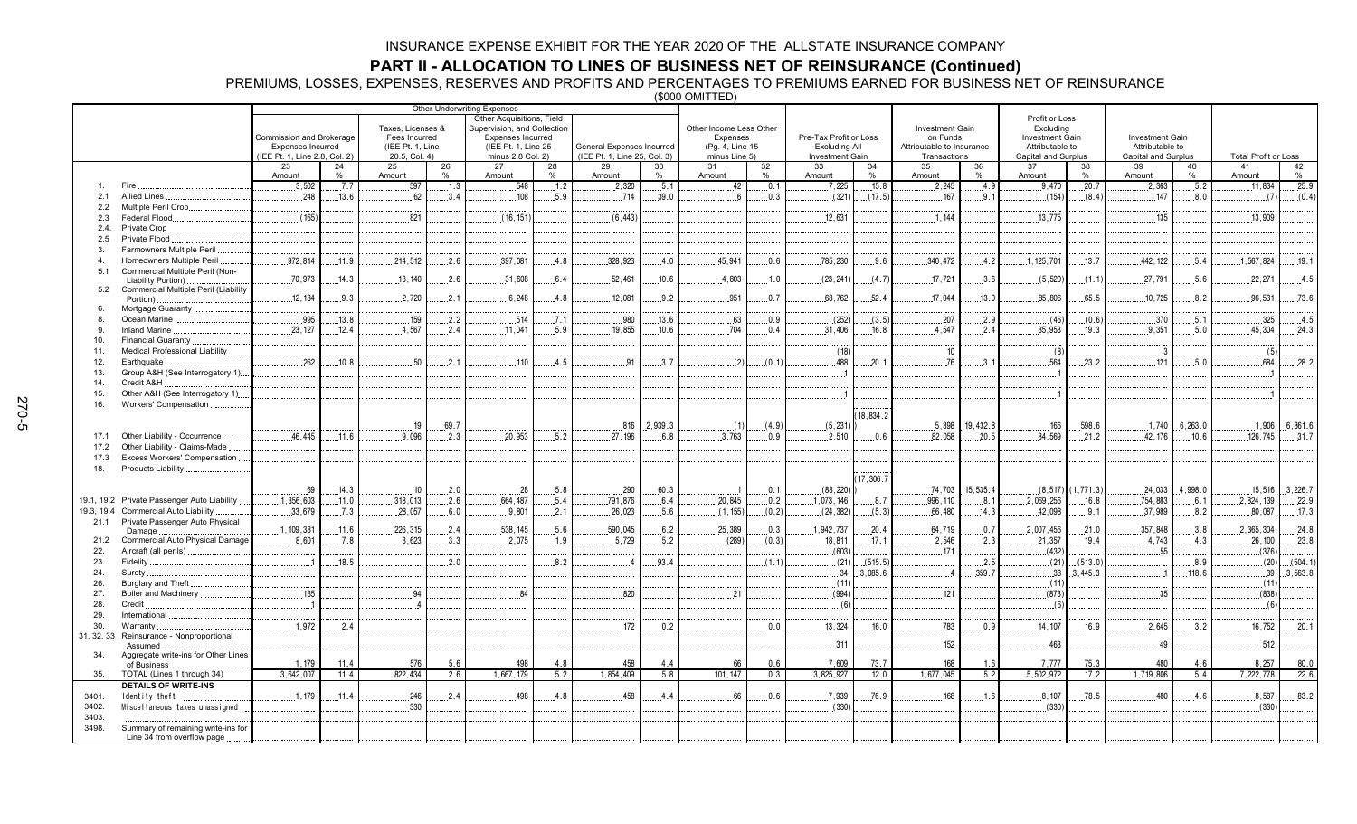# INSURANCE EXPENSE EXHIBIT FOR THE YEAR 2020 OF THE ALLSTATE INSURANCE COMPANY

## PART II - ALLOCATION TO LINES OF BUSINESS NET OF REINSURANCE (Continued)

PREMIUMS, LOSSES, EXPENSES, RESERVES AND PROFITS AND PERCENTAGES TO PREMIUMS EARNED FOR BUSINESS NET OF REINSURANCE

($000 OMITTED)

| | | Other Underwriting Expenses | | | | | | | | | | | | | | | | | | | |
|---|---|---|---|---|---|---|---|---|---|---|---|---|---|---|---|---|---|---|---|---|---|
| | | Commission and Brokerage Expenses Incurred (IEE Pt. 1, Line 2.8, Col. 2) | | Taxes, Licenses & Fees Incurred (IEE Pt. 1, Line 20.5, Col. 4) | | Other Acquisitions, Field Supervision, and Collection Expenses Incurred (IEE Pt. 1, Line 25 minus 2.8 Col. 2) | | General Expenses Incurred (IEE Pt. 1, Line 25, Col. 3) | | Other Income Less Other Expenses (Pg. 4, Line 15 minus Line 5) | | Pre-Tax Profit or Loss Excluding All Investment Gain | | Investment Gain on Funds Attributable to Insurance Transactions | | Profit or Loss Excluding Investment Gain Attributable to Capital and Surplus | | Investment Gain Attributable to Capital and Surplus | | Total Profit or Loss | |
| | | 23 Amount | 24 % | 25 Amount | 26 % | 27 Amount | 28 % | 29 Amount | 30 % | 31 Amount | 32 % | 33 Amount | 34 % | 35 Amount | 36 % | 37 Amount | 38 % | 39 Amount | 40 % | 41 Amount | 42 % |
| 1. | Fire | 3,502 | 7.7 | 597 | 1.3 | 548 | 1.2 | 2,320 | 5.1 | 42 | 0.1 | 7,225 | 15.8 | 2,245 | 4.9 | 9,470 | 20.7 | 2,363 | 5.2 | 11,834 | 25.9 |
| 2.1 | Allied Lines | 248 | 13.6 | 62 | 3.4 | 108 | 5.9 | 714 | 39.0 | 6 | 0.3 | (321) | (17.5) | 167 | 9.1 | (154) | (8.4) | 147 | 8.0 | (7) | (0.4) |
| 2.2 | Multiple Peril Crop | | | | | | | | | | | | | | | | | | | | |
| 2.3 | Federal Flood | (165) | | 821 | | (16,151) | | (6,443) | | | | 12,631 | | 1,144 | | 13,775 | | 135 | | 13,909 | |
| 2.4. | Private Crop | | | | | | | | | | | | | | | | | | | | |
| 2.5 | Private Flood | | | | | | | | | | | | | | | | | | | | |
| 3. | Farmowners Multiple Peril | | | | | | | | | | | | | | | | | | | | |
| 4. | Homeowners Multiple Peril | 972,814 | 11.9 | 214,512 | 2.6 | 397,081 | 4.8 | 328,923 | 4.0 | 45,941 | 0.6 | 785,230 | 9.6 | 340,472 | 4.2 | 1,125,701 | 13.7 | 442,122 | 5.4 | 1,567,824 | 19.1 |
| 5.1 | Commercial Multiple Peril (Non-Liability Portion) | 70,973 | 14.3 | 13,140 | 2.6 | 31,608 | 6.4 | 52,461 | 10.6 | 4,803 | 1.0 | (23,241) | (4.7) | 17,721 | 3.6 | (5,520) | (1.1) | 27,791 | 5.6 | 22,271 | 4.5 |
| 5.2 | Commercial Multiple Peril (Liability Portion) | 12,184 | 9.3 | 2,720 | 2.1 | 6,248 | 4.8 | 12,081 | 9.2 | 951 | 0.7 | 68,762 | 52.4 | 17,044 | 13.0 | 85,806 | 65.5 | 10,725 | 8.2 | 96,531 | 73.6 |
| 6. | Mortgage Guaranty | | | | | | | | | | | | | | | | | | | | |
| 8. | Ocean Marine | 995 | 13.8 | 159 | 2.2 | 514 | 7.1 | 980 | 13.6 | 63 | 0.9 | (252) | (3.5) | 207 | 2.9 | (46) | (0.6) | 370 | 5.1 | 325 | 4.5 |
| 9. | Inland Marine | 23,127 | 12.4 | 4,567 | 2.4 | 11,041 | 5.9 | 19,855 | 10.6 | 704 | 0.4 | 31,406 | 16.8 | 4,547 | 2.4 | 35,953 | 19.3 | 9,351 | 5.0 | 45,304 | 24.3 |
| 10. | Financial Guaranty | | | | | | | | | | | | | | | | | | | | |
| 11. | Medical Professional Liability | | | | | | | | | | | (18) | | 10 | | (8) | | 3 | | (5) | |
| 12. | Earthquake | 262 | 10.8 | 50 | 2.1 | 110 | 4.5 | 91 | 3.7 | (2) | (0.1) | 488 | 20.1 | 76 | 3.1 | 564 | 23.2 | 121 | 5.0 | 684 | 28.2 |
| 13. | Group A&H (See Interrogatory 1) | | | | | | | | | | | 1 | | | | 1 | | | | 1 | |
| 14. | Credit A&H | | | | | | | | | | | | | | | | | | | | |
| 15. | Other A&H (See Interrogatory 1) | | | | | | | | | | | 1 | | | | 1 | | | | 1 | |
| 16. | Workers' Compensation | | | 19 | 69.7 | | | 816 | 2,939.3 | (1) | (4.9) | (5,231) | (18,834.2) | 5,398 | 19,432.8 | 166 | 598.6 | 1,740 | 6,263.0 | 1,906 | 6,861.6 |
| 17.1 | Other Liability - Occurrence | 46,445 | 11.6 | 9,096 | 2.3 | 20,953 | 5.2 | 27,196 | 6.8 | 3,763 | 0.9 | 2,510 | 0.6 | 82,058 | 20.5 | 84,569 | 21.2 | 42,176 | 10.6 | 126,745 | 31.7 |
| 17.2 | Other Liability - Claims-Made | | | | | | | | | | | | | | | | | | | | |
| 17.3 | Excess Workers' Compensation | | | | | | | | | | | | | | | | | | | | |
| 18. | Products Liability | 69 | 14.3 | 10 | 2.0 | 28 | 5.8 | 290 | 60.3 | 1 | 0.1 | (83,220) | (17,306.7) | 74,703 | 15,535.4 | (8,517) | (1,771.3) | 24,033 | 4,998.0 | 15,516 | 3,226.7 |
| 19.1, 19.2 | Private Passenger Auto Liability | 1,356,603 | 11.0 | 318,013 | 2.6 | 664,487 | 5.4 | 791,876 | 6.4 | 20,845 | 0.2 | 1,073,146 | 8.7 | 996,110 | 8.1 | 2,069,256 | 16.8 | 754,883 | 6.1 | 2,824,139 | 22.9 |
| 19.3, 19.4 | Commercial Auto Liability | 33,679 | 7.3 | 28,057 | 6.0 | 9,801 | 2.1 | 26,023 | 5.6 | (1,155) | (0.2) | (24,382) | (5.3) | 66,480 | 14.3 | 42,098 | 9.1 | 37,989 | 8.2 | 80,087 | 17.3 |
| 21.1 | Private Passenger Auto Physical Damage | 1,109,381 | 11.6 | 226,315 | 2.4 | 538,145 | 5.6 | 590,045 | 6.2 | 25,389 | 0.3 | 1,942,737 | 20.4 | 64,719 | 0.7 | 2,007,456 | 21.0 | 357,848 | 3.8 | 2,365,304 | 24.8 |
| 21.2 | Commercial Auto Physical Damage | 8,601 | 7.8 | 3,623 | 3.3 | 2,075 | 1.9 | 5,729 | 5.2 | (289) | (0.3) | 18,811 | 17.1 | 2,546 | 2.3 | 21,357 | 19.4 | 4,743 | 4.3 | 26,100 | 23.8 |
| 22. | Aircraft (all perils) | | | | | | | | | | | (603) | | 171 | | (432) | | 55 | | (376) | |
| 23. | Fidelity | 1 | 18.5 | | 2.0 | | 8.2 | 4 | 93.4 | | (1.1) | (21) | (515.5) | | 2.5 | (21) | (513.0) | | 8.9 | (20) | (504.1) |
| 24. | Surety | | | | | | | | | | | 34 | 3,085.6 | 4 | 359.7 | 38 | 3,445.3 | 1 | 118.6 | 39 | 3,563.8 |
| 26. | Burglary and Theft | | | | | | | | | | | (11) | | | | (11) | | | | (11) | |
| 27. | Boiler and Machinery | 135 | | 94 | | 84 | | 820 | | 21 | | (994) | | 121 | | (873) | | 35 | | (838) | |
| 28. | Credit | 1 | | 4 | | | | | | | | (6) | | | | (6) | | | | (6) | |
| 29. | International | | | | | | | | | | | | | | | | | | | | |
| 30. | Warranty | 1,972 | 2.4 | | | | | 172 | 0.2 | | 0.0 | 13,324 | 16.0 | 783 | 0.9 | 14,107 | 16.9 | 2,645 | 3.2 | 16,752 | 20.1 |
| 31, 32, 33 | Reinsurance - Nonproportional Assumed | | | | | | | | | | | 311 | | 152 | | 463 | | 49 | | 512 | |
| 34. | Aggregate write-ins for Other Lines of Business | 1,179 | 11.4 | 576 | 5.6 | 498 | 4.8 | 458 | 4.4 | 66 | 0.6 | 7,609 | 73.7 | 168 | 1.6 | 7,777 | 75.3 | 480 | 4.6 | 8,257 | 80.0 |
| 35. | TOTAL (Lines 1 through 34) | 3,642,007 | 11.4 | 822,434 | 2.6 | 1,667,179 | 5.2 | 1,854,409 | 5.8 | 101,147 | 0.3 | 3,825,927 | 12.0 | 1,677,045 | 5.2 | 5,502,972 | 17.2 | 1,719,806 | 5.4 | 7,222,778 | 22.6 |
| | **DETAILS OF WRITE-INS** | | | | | | | | | | | | | | | | | | | | |
| 3401. | Identity theft | 1,179 | 11.4 | 246 | 2.4 | 498 | 4.8 | 458 | 4.4 | 66 | 0.6 | 7,939 | 76.9 | 168 | 1.6 | 8,107 | 78.5 | 480 | 4.6 | 8,587 | 83.2 |
| 3402. | Miscellaneous taxes unassigned | | | 330 | | | | | | | | (330) | | | | (330) | | | | (330) | |
| 3403. | | | | | | | | | | | | | | | | | | | | | |
| 3498. | Summary of remaining write-ins for Line 34 from overflow page | | | | | | | | | | | | | | | | | | | | |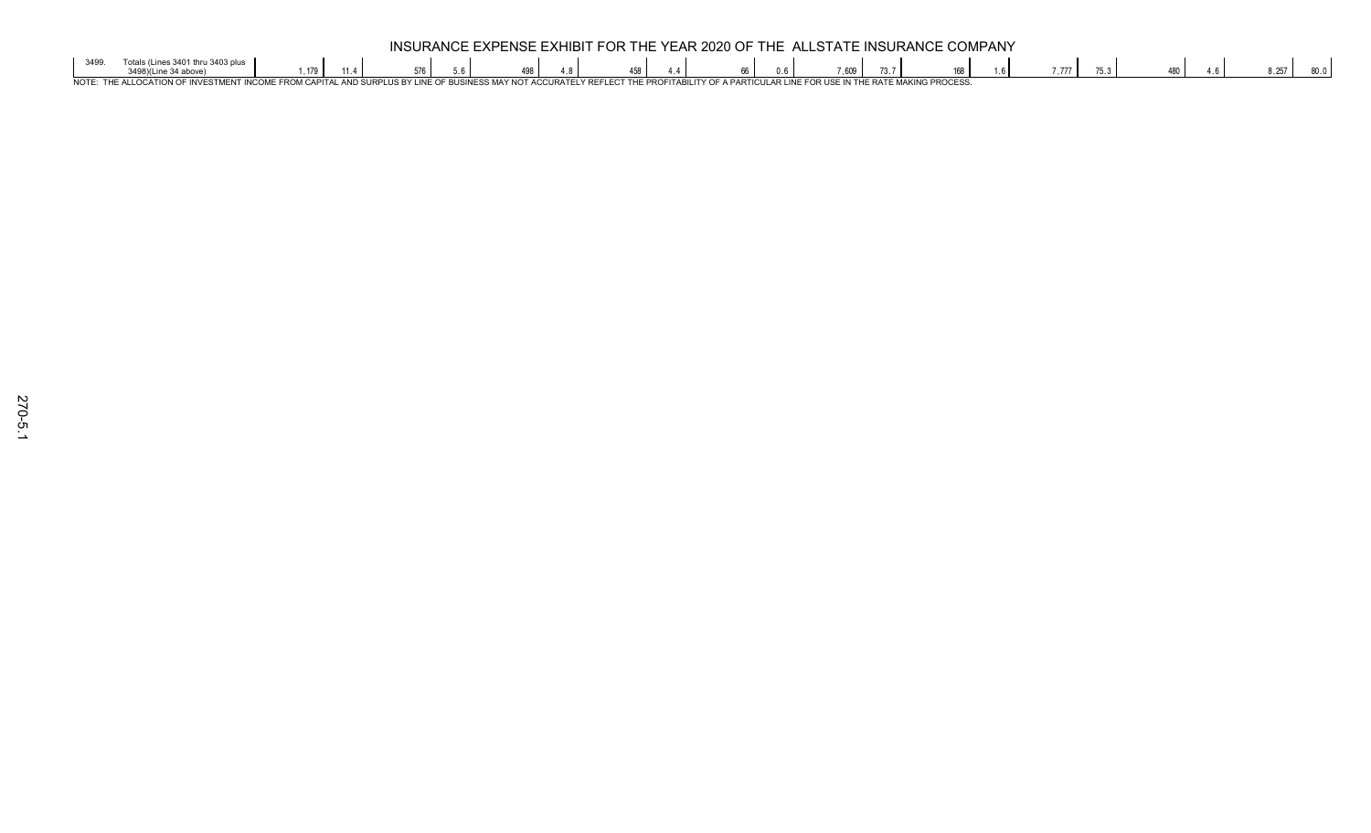# INSURANCE EXPENSE EXHIBIT FOR THE YEAR 2020 OF THE ALLSTATE INSURANCE COMPANY

| | | | | | | | | | | | | | | | | | | | |
|---|---|---|---|---|---|---|---|---|---|---|---|---|---|---|---|---|---|---|---|
| 3499. | Totals (Lines 3401 thru 3403 plus 3498)(Line 34 above) | 1,179 | 11.4 | 576 | 5.6 | 498 | 4.8 | 458 | 4.4 | 66 | 0.6 | 7,609 | 73.7 | 168 | 1.6 | 7,777 | 75.3 | 480 | 4.6 | 8,257 | 80.0 |

NOTE: THE ALLOCATION OF INVESTMENT INCOME FROM CAPITAL AND SURPLUS BY LINE OF BUSINESS MAY NOT ACCURATELY REFLECT THE PROFITABILITY OF A PARTICULAR LINE FOR USE IN THE RATE MAKING PROCESS.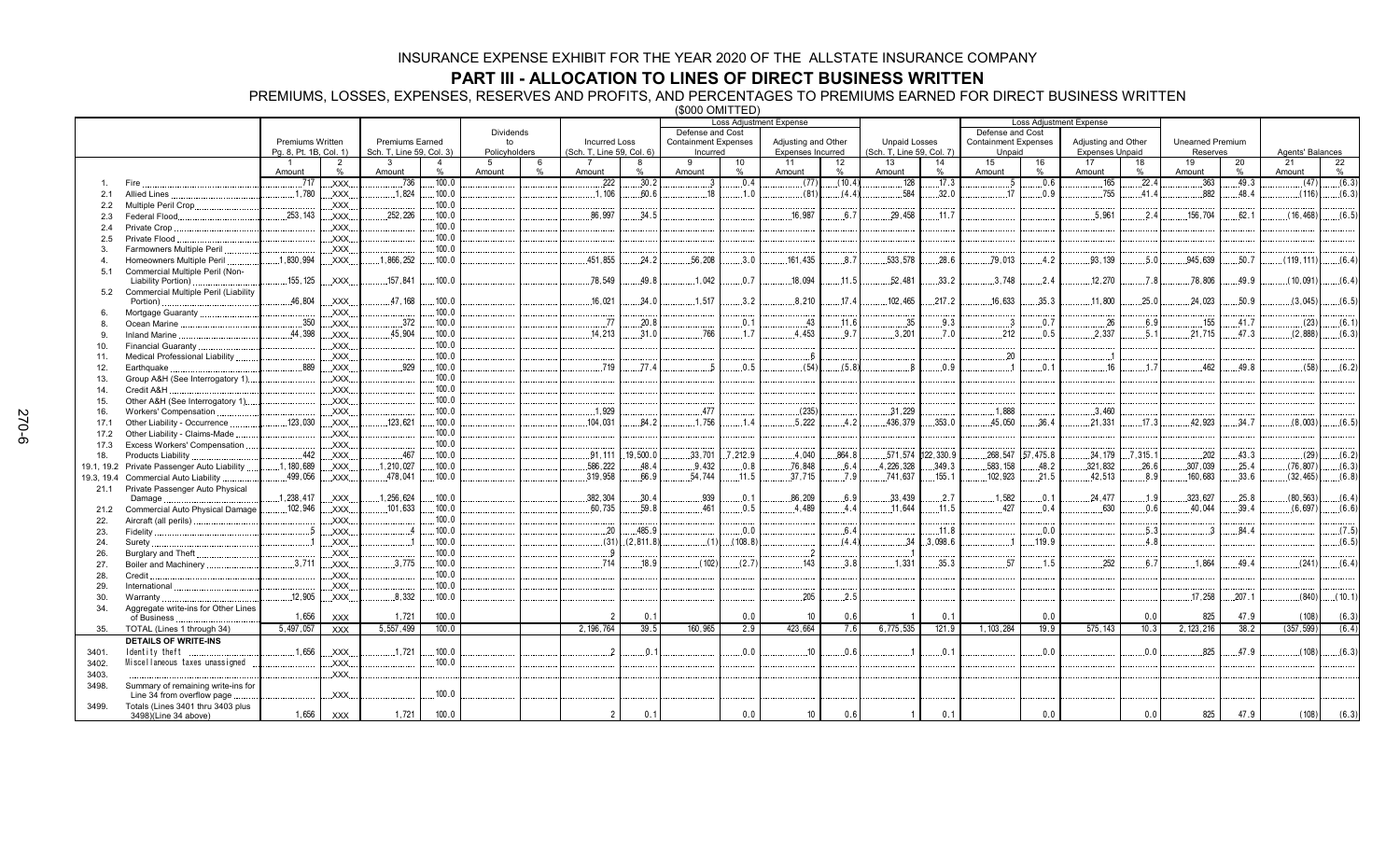INSURANCE EXPENSE EXHIBIT FOR THE YEAR 2020 OF THE ALLSTATE INSURANCE COMPANY

# PART III - ALLOCATION TO LINES OF DIRECT BUSINESS WRITTEN

PREMIUMS, LOSSES, EXPENSES, RESERVES AND PROFITS, AND PERCENTAGES TO PREMIUMS EARNED FOR DIRECT BUSINESS WRITTEN

($000 OMITTED)

| | | Premiums Written Pg. 8, Pt. 1B, Col. 1) | | Premiums Earned Sch. T, Line 59, Col. 3) | | Dividends to Policyholders | | Incurred Loss (Sch. T, Line 59, Col. 6) | | Loss Adjustment Expense: Defense and Cost Containment Expenses Incurred | | Loss Adjustment Expense: Adjusting and Other Expenses Incurred | | Unpaid Losses (Sch. T, Line 59, Col. 7) | | Loss Adjustment Expense: Defense and Cost Containment Expenses Unpaid | | Loss Adjustment Expense: Adjusting and Other Expenses Unpaid | | Unearned Premium Reserves | | Agents' Balances | |
|---|---|---|---|---|---|---|---|---|---|---|---|---|---|---|---|---|---|---|---|---|---|---|---|
| | | 1 Amount | 2 % | 3 Amount | 4 % | 5 Amount | 6 % | 7 Amount | 8 % | 9 Amount | 10 % | 11 Amount | 12 % | 13 Amount | 14 % | 15 Amount | 16 % | 17 Amount | 18 % | 19 Amount | 20 % | 21 Amount | 22 % |
| 1. | Fire | 717 | XXX | 736 | 100.0 | | | 222 | 30.2 | 3 | 0.4 | (77) | (10.4) | 128 | 17.3 | 5 | 0.6 | 165 | 22.4 | 363 | 49.3 | (47) | (6.3) |
| 2.1 | Allied Lines | 1,780 | XXX | 1,824 | 100.0 | | | 1,106 | 60.6 | 18 | 1.0 | (81) | (4.4) | 584 | 32.0 | 17 | 0.9 | 755 | 41.4 | 882 | 48.4 | (116) | (6.3) |
| 2.2 | Multiple Peril Crop | | XXX | | 100.0 | | | | | | | | | | | | | | | | | | |
| 2.3 | Federal Flood | 253,143 | XXX | 252,226 | 100.0 | | | 86,997 | 34.5 | | | 16,987 | 6.7 | 29,458 | 11.7 | | | 5,961 | 2.4 | 156,704 | 62.1 | (16,468) | (6.5) |
| 2.4 | Private Crop | | XXX | | 100.0 | | | | | | | | | | | | | | | | | | |
| 2.5 | Private Flood | | XXX | | 100.0 | | | | | | | | | | | | | | | | | | |
| 3. | Farmowners Multiple Peril | | XXX | | 100.0 | | | | | | | | | | | | | | | | | | |
| 4. | Homeowners Multiple Peril | 1,830,994 | XXX | 1,866,252 | 100.0 | | | 451,855 | 24.2 | 56,208 | 3.0 | 161,435 | 8.7 | 533,578 | 28.6 | 79,013 | 4.2 | 93,139 | 5.0 | 945,639 | 50.7 | (119,111) | (6.4) |
| 5.1 | Commercial Multiple Peril (Non-Liability Portion) | 155,125 | XXX | 157,841 | 100.0 | | | 78,549 | 49.8 | 1,042 | 0.7 | 18,094 | 11.5 | 52,481 | 33.2 | 3,748 | 2.4 | 12,270 | 7.8 | 78,806 | 49.9 | (10,091) | (6.4) |
| 5.2 | Commercial Multiple Peril (Liability Portion) | 46,804 | XXX | 47,168 | 100.0 | | | 16,021 | 34.0 | 1,517 | 3.2 | 8,210 | 17.4 | 102,465 | 217.2 | 16,633 | 35.3 | 11,800 | 25.0 | 24,023 | 50.9 | (3,045) | (6.5) |
| 6. | Mortgage Guaranty | | XXX | | 100.0 | | | | | | | | | | | | | | | | | | |
| 8. | Ocean Marine | 350 | XXX | 372 | 100.0 | | | 77 | 20.8 | | 0.1 | 43 | 11.6 | 35 | 9.3 | 3 | 0.7 | 26 | 6.9 | 155 | 41.7 | (23) | (6.1) |
| 9. | Inland Marine | 44,398 | XXX | 45,904 | 100.0 | | | 14,213 | 31.0 | 766 | 1.7 | 4,453 | 9.7 | 3,201 | 7.0 | 212 | 0.5 | 2,337 | 5.1 | 21,715 | 47.3 | (2,888) | (6.3) |
| 10. | Financial Guaranty | | XXX | | 100.0 | | | | | | | | | | | | | | | | | | |
| 11. | Medical Professional Liability | | XXX | | 100.0 | | | | | | | 6 | | | | 20 | | 1 | | | | | |
| 12. | Earthquake | 889 | XXX | 929 | 100.0 | | | 719 | 77.4 | 5 | 0.5 | (54) | (5.8) | 8 | 0.9 | 1 | 0.1 | 16 | 1.7 | 462 | 49.8 | (58) | (6.2) |
| 13. | Group A&H (See Interrogatory 1) | | XXX | | 100.0 | | | | | | | | | | | | | | | | | | |
| 14. | Credit A&H | | XXX | | 100.0 | | | | | | | | | | | | | | | | | | |
| 15. | Other A&H (See Interrogatory 1) | | XXX | | 100.0 | | | | | | | | | | | | | | | | | | |
| 16. | Workers' Compensation | | XXX | | 100.0 | | | 1,929 | | 477 | | (235) | | 31,229 | | 1,888 | | 3,460 | | | | | |
| 17.1 | Other Liability - Occurrence | 123,030 | XXX | 123,621 | 100.0 | | | 104,031 | 84.2 | 1,756 | 1.4 | 5,222 | 4.2 | 436,379 | 353.0 | 45,050 | 36.4 | 21,331 | 17.3 | 42,923 | 34.7 | (8,003) | (6.5) |
| 17.2 | Other Liability - Claims-Made | | XXX | | 100.0 | | | | | | | | | | | | | | | | | | |
| 17.3 | Excess Workers' Compensation | | XXX | | 100.0 | | | | | | | | | | | | | | | | | | |
| 18. | Products Liability | 442 | XXX | 467 | 100.0 | | | 91,111 | 19,500.0 | 33,701 | 7,212.9 | 4,040 | 864.8 | 571,574 | 122,330.9 | 268,547 | 57,475.8 | 34,179 | 7,315.1 | 202 | 43.3 | (29) | (6.2) |
| 19.1, 19.2 | Private Passenger Auto Liability | 1,180,689 | XXX | 1,210,027 | 100.0 | | | 586,222 | 48.4 | 9,432 | 0.8 | 76,848 | 6.4 | 4,226,328 | 349.3 | 583,158 | 48.2 | 321,832 | 26.6 | 307,039 | 25.4 | (76,807) | (6.3) |
| 19.3, 19.4 | Commercial Auto Liability | 499,056 | XXX | 478,041 | 100.0 | | | 319,958 | 66.9 | 54,744 | 11.5 | 37,715 | 7.9 | 741,637 | 155.1 | 102,923 | 21.5 | 42,513 | 8.9 | 160,683 | 33.6 | (32,465) | (6.8) |
| 21.1 | Private Passenger Auto Physical Damage | 1,238,417 | XXX | 1,256,624 | 100.0 | | | 382,304 | 30.4 | 939 | 0.1 | 86,209 | 6.9 | 33,439 | 2.7 | 1,582 | 0.1 | 24,477 | 1.9 | 323,627 | 25.8 | (80,563) | (6.4) |
| 21.2 | Commercial Auto Physical Damage | 102,946 | XXX | 101,633 | 100.0 | | | 60,735 | 59.8 | 461 | 0.5 | 4,489 | 4.4 | 11,644 | 11.5 | 427 | 0.4 | 630 | 0.6 | 40,044 | 39.4 | (6,697) | (6.6) |
| 22. | Aircraft (all perils) | | XXX | | 100.0 | | | | | | | | | | | | | | | | | | |
| 23. | Fidelity | 5 | XXX | 4 | 100.0 | | | 20 | 485.9 | | 0.0 | | 6.4 | | 11.8 | | 0.0 | | 5.3 | 3 | 84.4 | | (7.5) |
| 24. | Surety | 1 | XXX | 1 | 100.0 | | | (31) | (2,811.8) | (1) | (108.8) | | (4.4) | 34 | 3,098.6 | 1 | 119.9 | | 4.8 | | | | (6.5) |
| 26. | Burglary and Theft | | XXX | | 100.0 | | | 9 | | | | 2 | | 1 | | | | | | | | | |
| 27. | Boiler and Machinery | 3,711 | XXX | 3,775 | 100.0 | | | 714 | 18.9 | (102) | (2.7) | 143 | 3.8 | 1,331 | 35.3 | 57 | 1.5 | 252 | 6.7 | 1,864 | 49.4 | (241) | (6.4) |
| 28. | Credit | | XXX | | 100.0 | | | | | | | | | | | | | | | | | | |
| 29. | International | | XXX | | 100.0 | | | | | | | | | | | | | | | | | | |
| 30. | Warranty | 12,905 | XXX | 8,332 | 100.0 | | | | | | | 205 | 2.5 | | | | | | | 17,258 | 207.1 | (840) | (10.1) |
| 34. | Aggregate write-ins for Other Lines of Business | 1,656 | XXX | 1,721 | 100.0 | | | 2 | 0.1 | | 0.0 | 10 | 0.6 | 1 | 0.1 | | 0.0 | | 0.0 | 825 | 47.9 | (108) | (6.3) |
| 35. | TOTAL (Lines 1 through 34) | 5,497,057 | XXX | 5,557,499 | 100.0 | | | 2,196,764 | 39.5 | 160,965 | 2.9 | 423,664 | 7.6 | 6,775,535 | 121.9 | 1,103,284 | 19.9 | 575,143 | 10.3 | 2,123,216 | 38.2 | (357,599) | (6.4) |
| | DETAILS OF WRITE-INS | | | | | | | | | | | | | | | | | | | | | | |
| 3401. | Identity theft | 1,656 | XXX | 1,721 | 100.0 | | | 2 | 0.1 | | 0.0 | 10 | 0.6 | 1 | 0.1 | | 0.0 | | 0.0 | 825 | 47.9 | (108) | (6.3) |
| 3402. | Miscellaneous taxes unassigned | | XXX | | 100.0 | | | | | | | | | | | | | | | | | | |
| 3403. | | | XXX | | | | | | | | | | | | | | | | | | | | |
| 3498. | Summary of remaining write-ins for Line 34 from overflow page | | XXX | | 100.0 | | | | | | | | | | | | | | | | | | |
| 3499. | Totals (Lines 3401 thru 3403 plus 3498)(Line 34 above) | 1,656 | XXX | 1,721 | 100.0 | | | 2 | 0.1 | | 0.0 | 10 | 0.6 | 1 | 0.1 | | 0.0 | | 0.0 | 825 | 47.9 | (108) | (6.3) |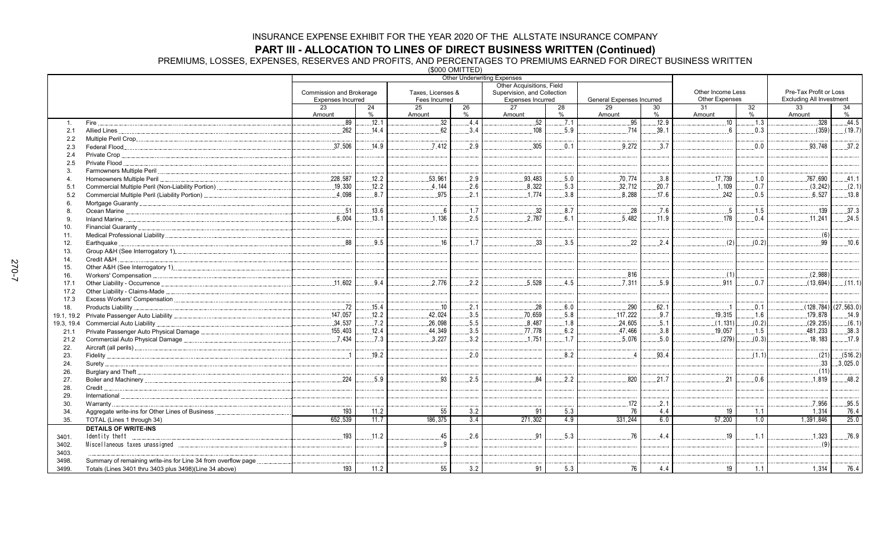# INSURANCE EXPENSE EXHIBIT FOR THE YEAR 2020 OF THE ALLSTATE INSURANCE COMPANY

## PART III - ALLOCATION TO LINES OF DIRECT BUSINESS WRITTEN (Continued)

PREMIUMS, LOSSES, EXPENSES, RESERVES AND PROFITS, AND PERCENTAGES TO PREMIUMS EARNED FOR DIRECT BUSINESS WRITTEN

($000 OMITTED)

| | | Other Underwriting Expenses | | | | | | | | | | | |
|---|---|---|---|---|---|---|---|---|---|---|---|---|---|
| | | Commission and Brokerage Expenses Incurred | | Taxes, Licenses & Fees Incurred | | Other Acquisitions, Field Supervision, and Collection Expenses Incurred | | General Expenses Incurred | | Other Income Less Other Expenses | | Pre-Tax Profit or Loss Excluding All Investment | |
| | | 23 Amount | 24 % | 25 Amount | 26 % | 27 Amount | 28 % | 29 Amount | 30 % | 31 Amount | 32 % | 33 Amount | 34 % |
| 1. | Fire | 89 | 12.1 | 32 | 4.4 | 52 | 7.1 | 95 | 12.9 | 10 | 1.3 | 328 | 44.5 |
| 2.1 | Allied Lines | 262 | 14.4 | 62 | 3.4 | 108 | 5.9 | 714 | 39.1 | 6 | 0.3 | (359) | (19.7) |
| 2.2 | Multiple Peril Crop | | | | | | | | | | | | |
| 2.3 | Federal Flood | 37,506 | 14.9 | 7,412 | 2.9 | 305 | 0.1 | 9,272 | 3.7 | | 0.0 | 93,748 | 37.2 |
| 2.4 | Private Crop | | | | | | | | | | | | |
| 2.5 | Private Flood | | | | | | | | | | | | |
| 3. | Farmowners Multiple Peril | | | | | | | | | | | | |
| 4. | Homeowners Multiple Peril | 228,587 | 12.2 | 53,961 | 2.9 | 93,483 | 5.0 | 70,774 | 3.8 | 17,739 | 1.0 | 767,690 | 41.1 |
| 5.1 | Commercial Multiple Peril (Non-Liability Portion) | 19,330 | 12.2 | 4,144 | 2.6 | 8,322 | 5.3 | 32,712 | 20.7 | 1,109 | 0.7 | (3,242) | (2.1) |
| 5.2 | Commercial Multiple Peril (Liability Portion) | 4,098 | 8.7 | 975 | 2.1 | 1,774 | 3.8 | 8,288 | 17.6 | 242 | 0.5 | 6,527 | 13.8 |
| 6. | Mortgage Guaranty | | | | | | | | | | | | |
| 8. | Ocean Marine | 51 | 13.6 | 6 | 1.7 | 32 | 8.7 | 28 | 7.6 | 5 | 1.5 | 139 | 37.3 |
| 9. | Inland Marine | 6,004 | 13.1 | 1,136 | 2.5 | 2,787 | 6.1 | 5,482 | 11.9 | 178 | 0.4 | 11,241 | 24.5 |
| 10. | Financial Guaranty | | | | | | | | | | | | |
| 11. | Medical Professional Liability | | | | | | | | | | | (6) | |
| 12. | Earthquake | 88 | 9.5 | 16 | 1.7 | 33 | 3.5 | 22 | 2.4 | (2) | (0.2) | 99 | 10.6 |
| 13. | Group A&H (See Interrogatory 1) | | | | | | | | | | | | |
| 14. | Credit A&H | | | | | | | | | | | | |
| 15. | Other A&H (See Interrogatory 1) | | | | | | | | | | | | |
| 16. | Workers' Compensation | | | | | | | 816 | | (1) | | (2,988) | |
| 17.1 | Other Liability - Occurrence | 11,602 | 9.4 | 2,776 | 2.2 | 5,528 | 4.5 | 7,311 | 5.9 | 911 | 0.7 | (13,694) | (11.1) |
| 17.2 | Other Liability - Claims-Made | | | | | | | | | | | | |
| 17.3 | Excess Workers' Compensation | | | | | | | | | | | | |
| 18. | Products Liability | 72 | 15.4 | 10 | 2.1 | 28 | 6.0 | 290 | 62.1 | 1 | 0.1 | (128,784) | (27,563.0) |
| 19.1, 19.2 | Private Passenger Auto Liability | 147,057 | 12.2 | 42,024 | 3.5 | 70,659 | 5.8 | 117,222 | 9.7 | 19,315 | 1.6 | 179,878 | 14.9 |
| 19.3, 19.4 | Commercial Auto Liability | 34,537 | 7.2 | 26,098 | 5.5 | 8,487 | 1.8 | 24,605 | 5.1 | (1,131) | (0.2) | (29,235) | (6.1) |
| 21.1 | Private Passenger Auto Physical Damage | 155,403 | 12.4 | 44,349 | 3.5 | 77,778 | 6.2 | 47,466 | 3.8 | 19,057 | 1.5 | 481,233 | 38.3 |
| 21.2 | Commercial Auto Physical Damage | 7,434 | 7.3 | 3,227 | 3.2 | 1,751 | 1.7 | 5,076 | 5.0 | (279) | (0.3) | 18,183 | 17.9 |
| 22. | Aircraft (all perils) | | | | | | | | | | | | |
| 23. | Fidelity | 1 | 19.2 | | 2.0 | | 8.2 | 4 | 93.4 | | (1.1) | (21) | (516.2) |
| 24. | Surety | | | | | | | | | | | 33 | 3,025.0 |
| 26. | Burglary and Theft | | | | | | | | | | | (11) | |
| 27. | Boiler and Machinery | 224 | 5.9 | 93 | 2.5 | 84 | 2.2 | 820 | 21.7 | 21 | 0.6 | 1,819 | 48.2 |
| 28. | Credit | | | | | | | | | | | | |
| 29. | International | | | | | | | | | | | | |
| 30. | Warranty | | | | | | | 172 | 2.1 | | | 7,956 | 95.5 |
| 34. | Aggregate write-ins for Other Lines of Business | 193 | 11.2 | 55 | 3.2 | 91 | 5.3 | 76 | 4.4 | 19 | 1.1 | 1,314 | 76.4 |
| 35. | TOTAL (Lines 1 through 34) | 652,539 | 11.7 | 186,375 | 3.4 | 271,302 | 4.9 | 331,244 | 6.0 | 57,200 | 1.0 | 1,391,846 | 25.0 |
| | **DETAILS OF WRITE-INS** | | | | | | | | | | | | |
| 3401. | Identity theft | 193 | 11.2 | 45 | 2.6 | 91 | 5.3 | 76 | 4.4 | 19 | 1.1 | 1,323 | 76.9 |
| 3402. | Miscellaneous taxes unassigned | | | 9 | | | | | | | | (9) | |
| 3403. | | | | | | | | | | | | | |
| 3498. | Summary of remaining write-ins for Line 34 from overflow page | | | | | | | | | | | | |
| 3499. | Totals (Lines 3401 thru 3403 plus 3498)(Line 34 above) | 193 | 11.2 | 55 | 3.2 | 91 | 5.3 | 76 | 4.4 | 19 | 1.1 | 1,314 | 76.4 |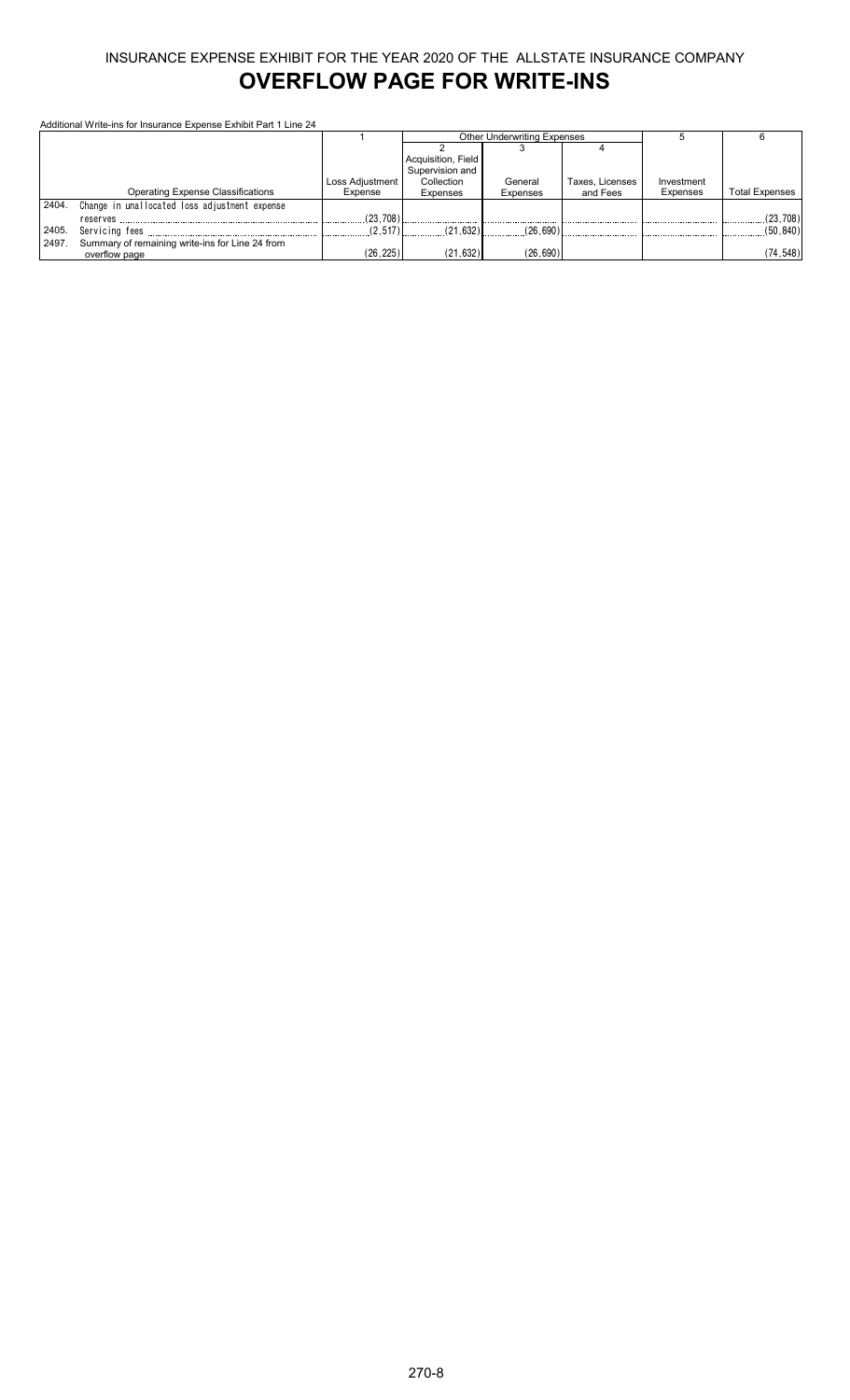INSURANCE EXPENSE EXHIBIT FOR THE YEAR 2020 OF THE ALLSTATE INSURANCE COMPANY

# OVERFLOW PAGE FOR WRITE-INS

Additional Write-ins for Insurance Expense Exhibit Part 1 Line 24

| | | 1 | Other Underwriting Expenses | | | 5 | 6 |
|---|---|---|---|---|---|---|---|
| | | | 2 | 3 | 4 | | |
| | Operating Expense Classifications | Loss Adjustment Expense | Acquisition, Field Supervision and Collection Expenses | General Expenses | Taxes, Licenses and Fees | Investment Expenses | Total Expenses |
| 2404. | Change in unallocated loss adjustment expense reserves | (23,708) | | | | | (23,708) |
| 2405. | Servicing fees | (2,517) | (21,632) | (26,690) | | | (50,840) |
| 2497. | Summary of remaining write-ins for Line 24 from overflow page | (26,225) | (21,632) | (26,690) | | | (74,548) |